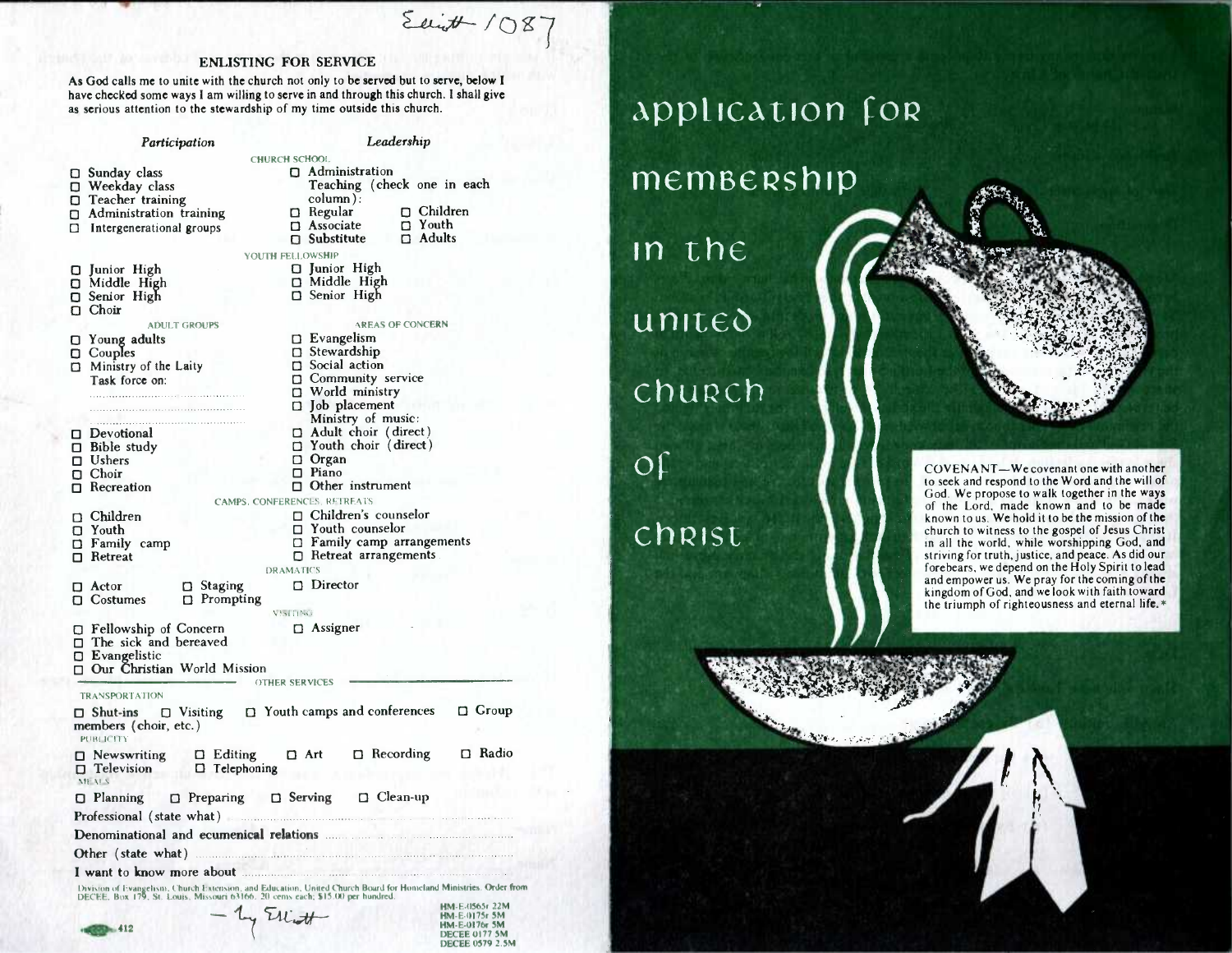Edith /087

## ENLISTING FOR SERVICE

As God calls me to unite with the church not only to be served but to serve, below I have checked some ways I am willing to serve in and through this church. I shall give as serious attention to the stewardship of my time outside this church.

| *Participation* | *Leadership* |
|---|---|
| **CHURCH SCHOOL** | |
| ☐ Sunday class | ☐ Administration |
| ☐ Weekday class | Teaching (check one in each column): |
| ☐ Teacher training | ☐ Regular ☐ Children |
| ☐ Administration training | ☐ Associate ☐ Youth |
| ☐ Intergenerational groups | ☐ Substitute ☐ Adults |
| **YOUTH FELLOWSHIP** | |
| ☐ Junior High | ☐ Junior High |
| ☐ Middle High | ☐ Middle High |
| ☐ Senior High | ☐ Senior High |
| ☐ Choir | |
| **ADULT GROUPS** | **AREAS OF CONCERN** |
| ☐ Young adults | ☐ Evangelism |
| ☐ Couples | ☐ Stewardship |
| ☐ Ministry of the Laity | ☐ Social action |
| Task force on: | ☐ Community service |
| ........................................ | ☐ World ministry |
| ........................................ | ☐ Job placement |
| ........................................ | Ministry of music: |
| ☐ Devotional | ☐ Adult choir (direct) |
| ☐ Bible study | ☐ Youth choir (direct) |
| ☐ Ushers | ☐ Organ |
| ☐ Choir | ☐ Piano |
| ☐ Recreation | ☐ Other instrument |
| **CAMPS, CONFERENCES, RETREATS** | |
| ☐ Children | ☐ Children's counselor |
| ☐ Youth | ☐ Youth counselor |
| ☐ Family camp | ☐ Family camp arrangements |
| ☐ Retreat | ☐ Retreat arrangements |
| **DRAMATICS** | |
| ☐ Actor ☐ Staging | ☐ Director |
| ☐ Costumes ☐ Prompting | |
| **VISITING** | |
| ☐ Fellowship of Concern | ☐ Assigner |
| ☐ The sick and bereaved | |
| ☐ Evangelistic | |
| ☐ Our Christian World Mission | |

**OTHER SERVICES**

TRANSPORTATION

☐ Shut-ins ☐ Visiting ☐ Youth camps and conferences ☐ Group members (choir, etc.)

PUBLICITY

☐ Newswriting ☐ Editing ☐ Art ☐ Recording ☐ Radio
☐ Television ☐ Telephoning

MEALS

☐ Planning ☐ Preparing ☐ Serving ☐ Clean-up

Professional (state what) ........................................

Denominational and ecumenical relations ........................................

Other (state what) ........................................

I want to know more about ........................................

Division of Evangelism, Church Extension, and Education, United Church Board for Homeland Ministries. Order from DECEE, Box 179, St. Louis, Missouri 63166. 20 cents each; $15.00 per hundred.

— by Elliott

412

HM-E-0565r 22M
HM-E-0175r 5M
HM-E-0176r 5M
DECEE 0177 5M
DECEE 0579 2.5M

# application for membership in the united church of christ

COVENANT—We covenant one with another to seek and respond to the Word and the will of God. We propose to walk together in the ways of the Lord, made known and to be made known to us. We hold it to be the mission of the church to witness to the gospel of Jesus Christ in all the world, while worshipping God, and striving for truth, justice, and peace. As did our forebears, we depend on the Holy Spirit to lead and empower us. We pray for the coming of the kingdom of God, and we look with faith toward the triumph of righteousness and eternal life.*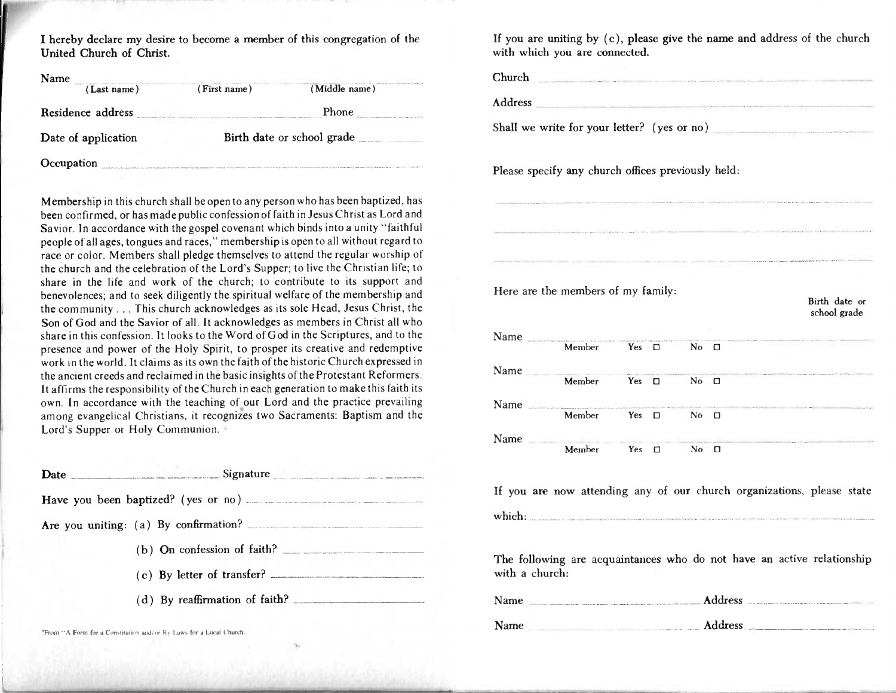I hereby declare my desire to become a member of this congregation of the United Church of Christ.

Name ______________________________
(Last name) (First name) (Middle name)

Residence address ______________________ Phone ____________

Date of application Birth date or school grade ____________

Occupation ______________________________

Membership in this church shall be open to any person who has been baptized, has been confirmed, or has made public confession of faith in Jesus Christ as Lord and Savior. In accordance with the gospel covenant which binds into a unity "faithful people of all ages, tongues and races," membership is open to all without regard to race or color. Members shall pledge themselves to attend the regular worship of the church and the celebration of the Lord's Supper; to live the Christian life; to share in the life and work of the church; to contribute to its support and benevolences; and to seek diligently the spiritual welfare of the membership and the community . . . This church acknowledges as its sole Head, Jesus Christ, the Son of God and the Savior of all. It acknowledges as members in Christ all who share in this confession. It looks to the Word of God in the Scriptures, and to the presence and power of the Holy Spirit, to prosper its creative and redemptive work in the world. It claims as its own the faith of the historic Church expressed in the ancient creeds and reclaimed in the basic insights of the Protestant Reformers. It affirms the responsibility of the Church in each generation to make this faith its own. In accordance with the teaching of our Lord and the practice prevailing among evangelical Christians, it recognizes two Sacraments: Baptism and the Lord's Supper or Holy Communion.*

Date ______________________ Signature ______________________

Have you been baptized? (yes or no) ______________________

Are you uniting: (a) By confirmation? ______________________

(b) On confession of faith? ______________________

(c) By letter of transfer? ______________________

(d) By reaffirmation of faith? ______________________

*From "A Form for a Constitution and/or By Laws for a Local Church."

If you are uniting by (c), please give the name and address of the church with which you are connected.

Church ______________________________

Address ______________________________

Shall we write for your letter? (yes or no) ______________________

Please specify any church offices previously held:

______________________________

______________________________

______________________________

Here are the members of my family:

| Name | Member | | Birth date or school grade |
|---|---|---|---|
| ____________ | Yes ☐ | No ☐ | |
| ____________ | Yes ☐ | No ☐ | |
| ____________ | Yes ☐ | No ☐ | |
| ____________ | Yes ☐ | No ☐ | |

If you are now attending any of our church organizations, please state which: ______________________________

The following are acquaintances who do not have an active relationship with a church:

Name ______________________ Address ______________________

Name ______________________ Address ______________________